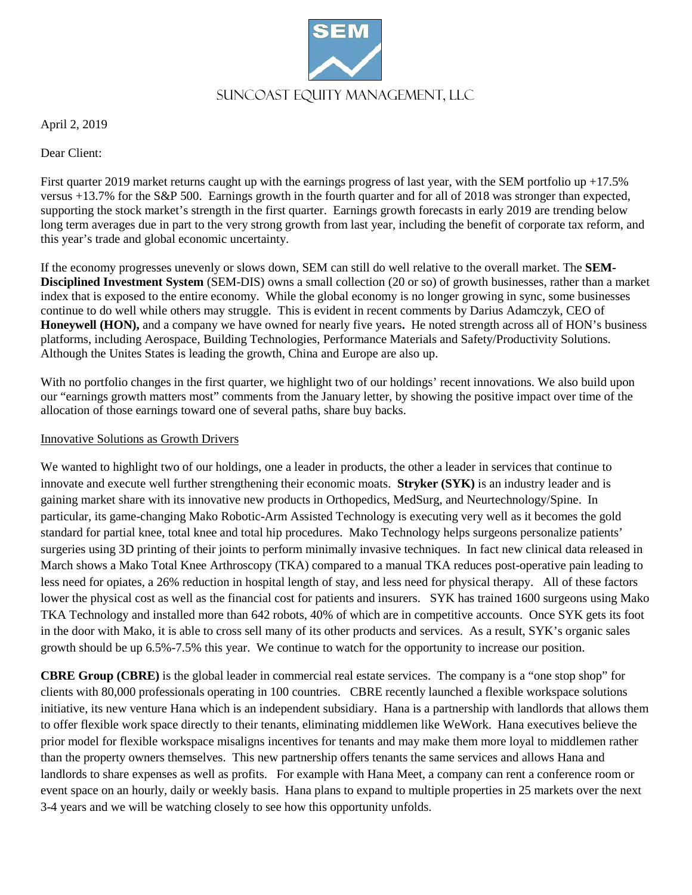SUNCOAST EQUITY MANAGEMENT, LLC

April 2, 2019

Dear Client:

First quarter 2019 market returns caught up with the earnings progress of last year, with the SEM portfolio up +17.5% versus +13.7% for the S&P 500. Earnings growth in the fourth quarter and for all of 2018 was stronger than expected, supporting the stock market's strength in the first quarter. Earnings growth forecasts in early 2019 are trending below long term averages due in part to the very strong growth from last year, including the benefit of corporate tax reform, and this year's trade and global economic uncertainty.

If the economy progresses unevenly or slows down, SEM can still do well relative to the overall market. The **SEM-Disciplined Investment System** (SEM-DIS) owns a small collection (20 or so) of growth businesses, rather than a market index that is exposed to the entire economy. While the global economy is no longer growing in sync, some businesses continue to do well while others may struggle. This is evident in recent comments by Darius Adamczyk, CEO of **Honeywell (HON),** and a company we have owned for nearly five years**.** He noted strength across all of HON's business platforms, including Aerospace, Building Technologies, Performance Materials and Safety/Productivity Solutions. Although the Unites States is leading the growth, China and Europe are also up.

With no portfolio changes in the first quarter, we highlight two of our holdings' recent innovations. We also build upon our "earnings growth matters most" comments from the January letter, by showing the positive impact over time of the allocation of those earnings toward one of several paths, share buy backs.

Innovative Solutions as Growth Drivers

We wanted to highlight two of our holdings, one a leader in products, the other a leader in services that continue to innovate and execute well further strengthening their economic moats. **Stryker (SYK)** is an industry leader and is gaining market share with its innovative new products in Orthopedics, MedSurg, and Neurtechnology/Spine. In particular, its game-changing Mako Robotic-Arm Assisted Technology is executing very well as it becomes the gold standard for partial knee, total knee and total hip procedures. Mako Technology helps surgeons personalize patients' surgeries using 3D printing of their joints to perform minimally invasive techniques. In fact new clinical data released in March shows a Mako Total Knee Arthroscopy (TKA) compared to a manual TKA reduces post-operative pain leading to less need for opiates, a 26% reduction in hospital length of stay, and less need for physical therapy. All of these factors lower the physical cost as well as the financial cost for patients and insurers. SYK has trained 1600 surgeons using Mako TKA Technology and installed more than 642 robots, 40% of which are in competitive accounts. Once SYK gets its foot in the door with Mako, it is able to cross sell many of its other products and services. As a result, SYK's organic sales growth should be up 6.5%-7.5% this year. We continue to watch for the opportunity to increase our position.

**CBRE Group (CBRE)** is the global leader in commercial real estate services. The company is a "one stop shop" for clients with 80,000 professionals operating in 100 countries. CBRE recently launched a flexible workspace solutions initiative, its new venture Hana which is an independent subsidiary. Hana is a partnership with landlords that allows them to offer flexible work space directly to their tenants, eliminating middlemen like WeWork. Hana executives believe the prior model for flexible workspace misaligns incentives for tenants and may make them more loyal to middlemen rather than the property owners themselves. This new partnership offers tenants the same services and allows Hana and landlords to share expenses as well as profits. For example with Hana Meet, a company can rent a conference room or event space on an hourly, daily or weekly basis. Hana plans to expand to multiple properties in 25 markets over the next 3-4 years and we will be watching closely to see how this opportunity unfolds.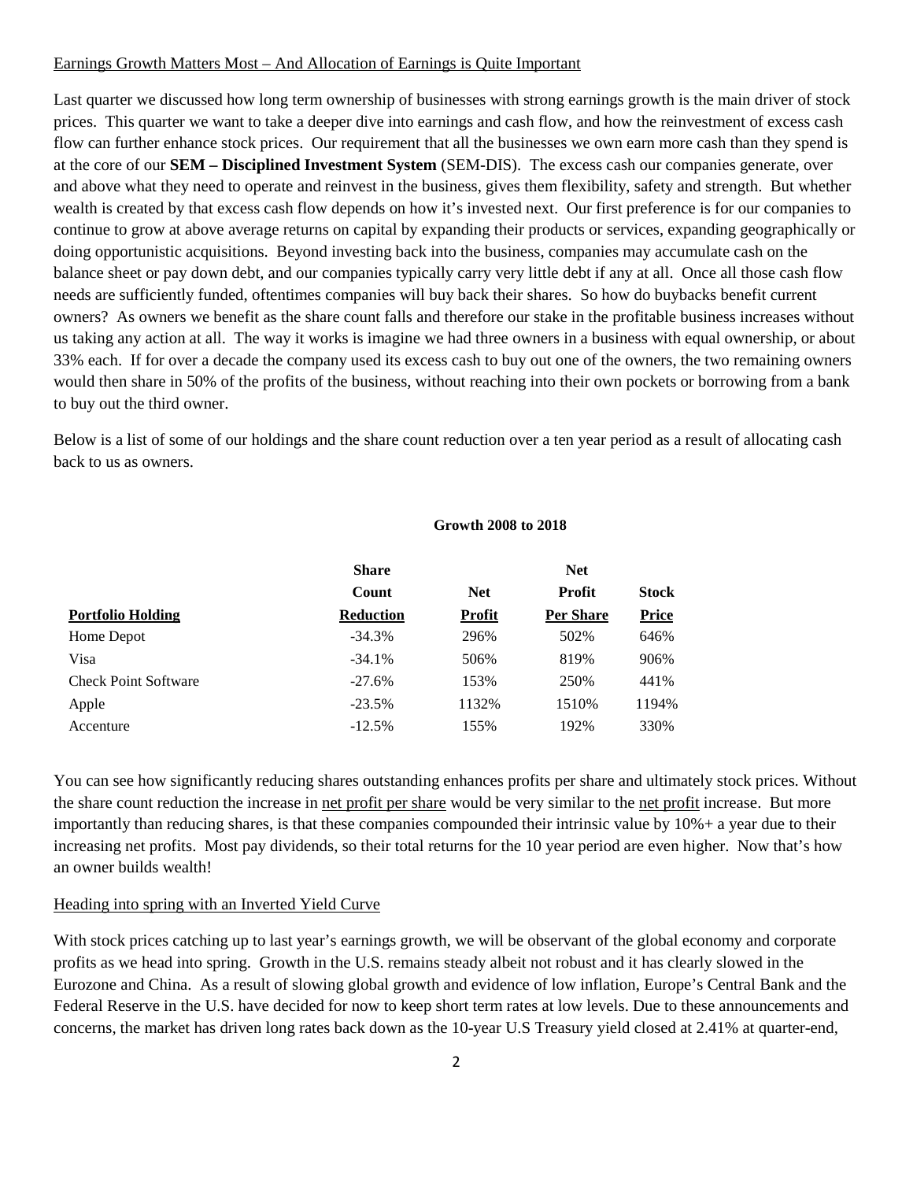## Earnings Growth Matters Most – And Allocation of Earnings is Quite Important

Last quarter we discussed how long term ownership of businesses with strong earnings growth is the main driver of stock prices. This quarter we want to take a deeper dive into earnings and cash flow, and how the reinvestment of excess cash flow can further enhance stock prices. Our requirement that all the businesses we own earn more cash than they spend is at the core of our **SEM – Disciplined Investment System** (SEM-DIS). The excess cash our companies generate, over and above what they need to operate and reinvest in the business, gives them flexibility, safety and strength. But whether wealth is created by that excess cash flow depends on how it's invested next. Our first preference is for our companies to continue to grow at above average returns on capital by expanding their products or services, expanding geographically or doing opportunistic acquisitions. Beyond investing back into the business, companies may accumulate cash on the balance sheet or pay down debt, and our companies typically carry very little debt if any at all. Once all those cash flow needs are sufficiently funded, oftentimes companies will buy back their shares. So how do buybacks benefit current owners? As owners we benefit as the share count falls and therefore our stake in the profitable business increases without us taking any action at all. The way it works is imagine we had three owners in a business with equal ownership, or about 33% each. If for over a decade the company used its excess cash to buy out one of the owners, the two remaining owners would then share in 50% of the profits of the business, without reaching into their own pockets or borrowing from a bank to buy out the third owner.

Below is a list of some of our holdings and the share count reduction over a ten year period as a result of allocating cash back to us as owners.

**Growth 2008 to 2018**

| Portfolio Holding | Share Count Reduction | Net Profit | Net Profit Per Share | Stock Price |
|---|---|---|---|---|
| Home Depot | -34.3% | 296% | 502% | 646% |
| Visa | -34.1% | 506% | 819% | 906% |
| Check Point Software | -27.6% | 153% | 250% | 441% |
| Apple | -23.5% | 1132% | 1510% | 1194% |
| Accenture | -12.5% | 155% | 192% | 330% |

You can see how significantly reducing shares outstanding enhances profits per share and ultimately stock prices. Without the share count reduction the increase in net profit per share would be very similar to the net profit increase. But more importantly than reducing shares, is that these companies compounded their intrinsic value by 10%+ a year due to their increasing net profits. Most pay dividends, so their total returns for the 10 year period are even higher. Now that's how an owner builds wealth!

## Heading into spring with an Inverted Yield Curve

With stock prices catching up to last year's earnings growth, we will be observant of the global economy and corporate profits as we head into spring. Growth in the U.S. remains steady albeit not robust and it has clearly slowed in the Eurozone and China. As a result of slowing global growth and evidence of low inflation, Europe's Central Bank and the Federal Reserve in the U.S. have decided for now to keep short term rates at low levels. Due to these announcements and concerns, the market has driven long rates back down as the 10-year U.S Treasury yield closed at 2.41% at quarter-end,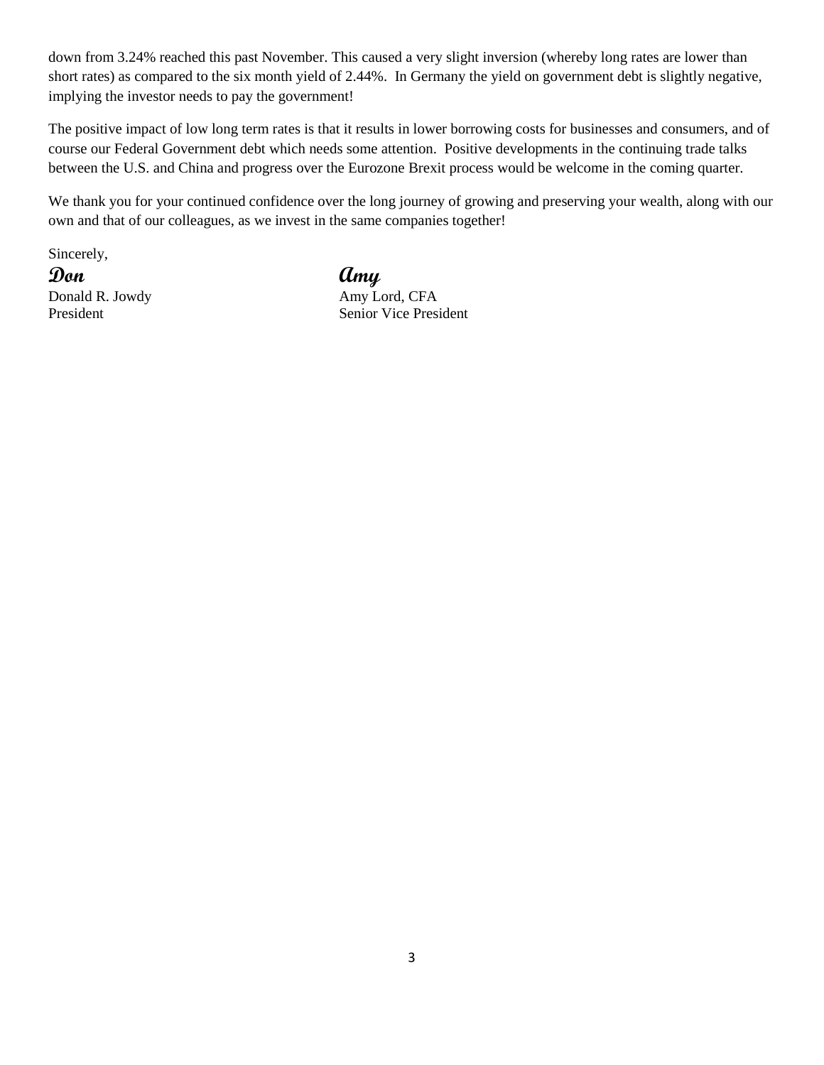down from 3.24% reached this past November. This caused a very slight inversion (whereby long rates are lower than short rates) as compared to the six month yield of 2.44%. In Germany the yield on government debt is slightly negative, implying the investor needs to pay the government!

The positive impact of low long term rates is that it results in lower borrowing costs for businesses and consumers, and of course our Federal Government debt which needs some attention. Positive developments in the continuing trade talks between the U.S. and China and progress over the Eurozone Brexit process would be welcome in the coming quarter.

We thank you for your continued confidence over the long journey of growing and preserving your wealth, along with our own and that of our colleagues, as we invest in the same companies together!

Sincerely,

| | |
|---|---|
| ***Don*** | ***Amy*** |
| Donald R. Jowdy | Amy Lord, CFA |
| President | Senior Vice President |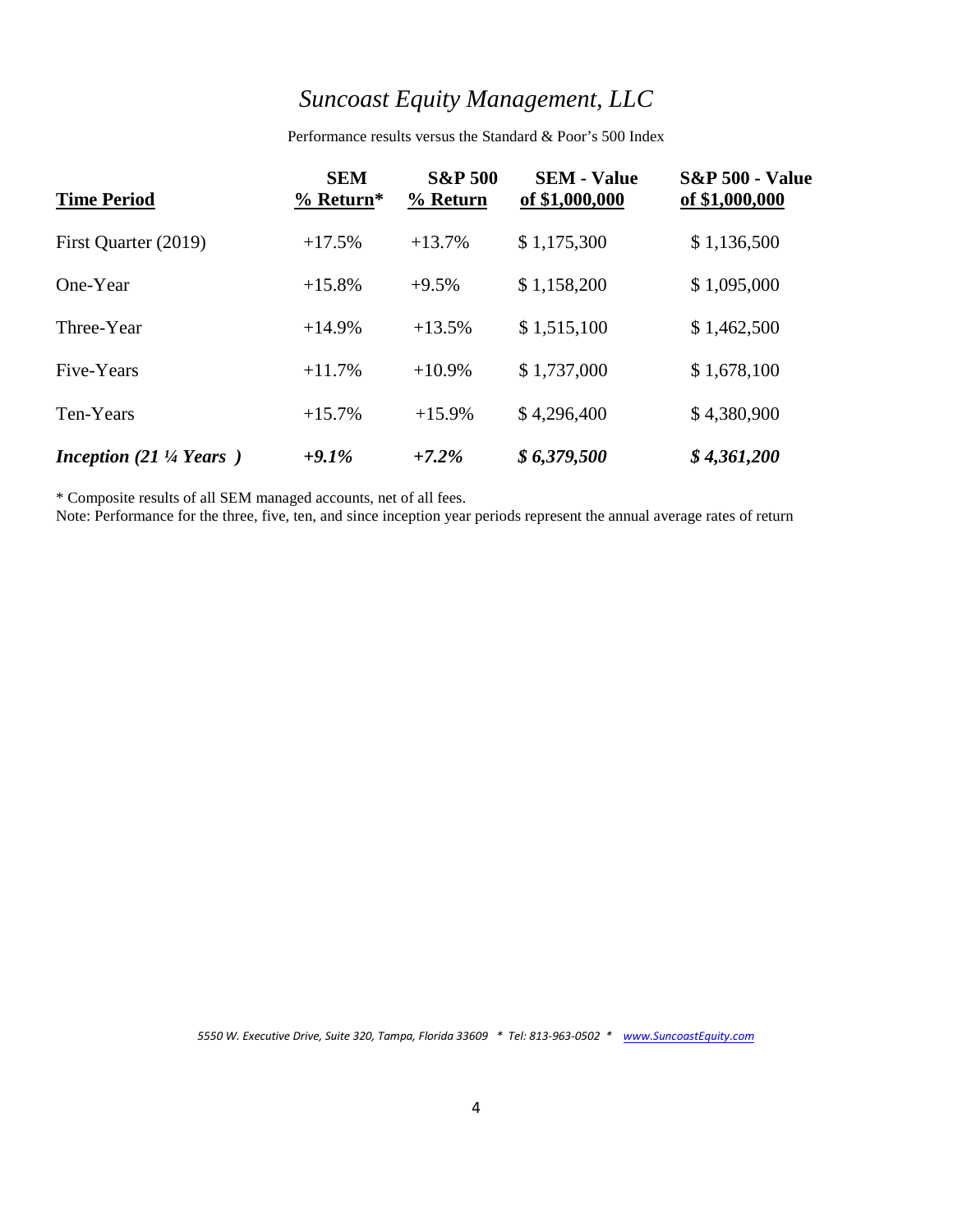# *Suncoast Equity Management, LLC*

Performance results versus the Standard & Poor's 500 Index

| **Time Period** | **SEM % Return*** | **S&P 500 % Return** | **SEM - Value of $1,000,000** | **S&P 500 - Value of $1,000,000** |
|---|---|---|---|---|
| First Quarter (2019) | +17.5% | +13.7% | $ 1,175,300 | $ 1,136,500 |
| One-Year | +15.8% | +9.5% | $ 1,158,200 | $ 1,095,000 |
| Three-Year | +14.9% | +13.5% | $ 1,515,100 | $ 1,462,500 |
| Five-Years | +11.7% | +10.9% | $ 1,737,000 | $ 1,678,100 |
| Ten-Years | +15.7% | +15.9% | $ 4,296,400 | $ 4,380,900 |
| ***Inception (21 ¼ Years )*** | ***+9.1%*** | ***+7.2%*** | ***$ 6,379,500*** | ***$ 4,361,200*** |

\* Composite results of all SEM managed accounts, net of all fees.

Note: Performance for the three, five, ten, and since inception year periods represent the annual average rates of return

*5550 W. Executive Drive, Suite 320, Tampa, Florida 33609 * Tel: 813-963-0502 * www.SuncoastEquity.com*